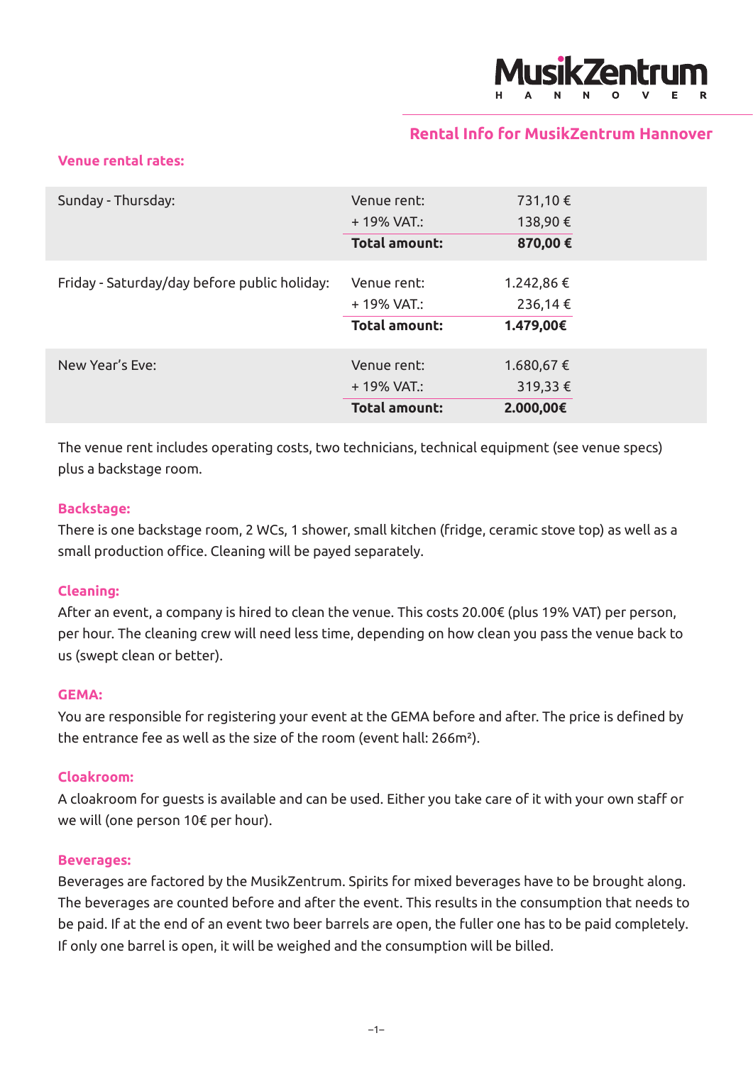MusikZentrum HANNOVER

## Rental Info for MusikZentrum Hannover

### Venue rental rates:

| | | |
|---|---|---|
| Sunday - Thursday: | Venue rent: | 731,10 € |
| | + 19% VAT.: | 138,90 € |
| | **Total amount:** | **870,00 €** |
| Friday - Saturday/day before public holiday: | Venue rent: | 1.242,86 € |
| | + 19% VAT.: | 236,14 € |
| | **Total amount:** | **1.479,00€** |
| New Year's Eve: | Venue rent: | 1.680,67 € |
| | + 19% VAT.: | 319,33 € |
| | **Total amount:** | **2.000,00€** |

The venue rent includes operating costs, two technicians, technical equipment (see venue specs) plus a backstage room.

### Backstage:

There is one backstage room, 2 WCs, 1 shower, small kitchen (fridge, ceramic stove top) as well as a small production office. Cleaning will be payed separately.

### Cleaning:

After an event, a company is hired to clean the venue. This costs 20.00€ (plus 19% VAT) per person, per hour. The cleaning crew will need less time, depending on how clean you pass the venue back to us (swept clean or better).

### GEMA:

You are responsible for registering your event at the GEMA before and after. The price is defined by the entrance fee as well as the size of the room (event hall: 266m²).

### Cloakroom:

A cloakroom for guests is available and can be used. Either you take care of it with your own staff or we will (one person 10€ per hour).

### Beverages:

Beverages are factored by the MusikZentrum. Spirits for mixed beverages have to be brought along. The beverages are counted before and after the event. This results in the consumption that needs to be paid. If at the end of an event two beer barrels are open, the fuller one has to be paid completely. If only one barrel is open, it will be weighed and the consumption will be billed.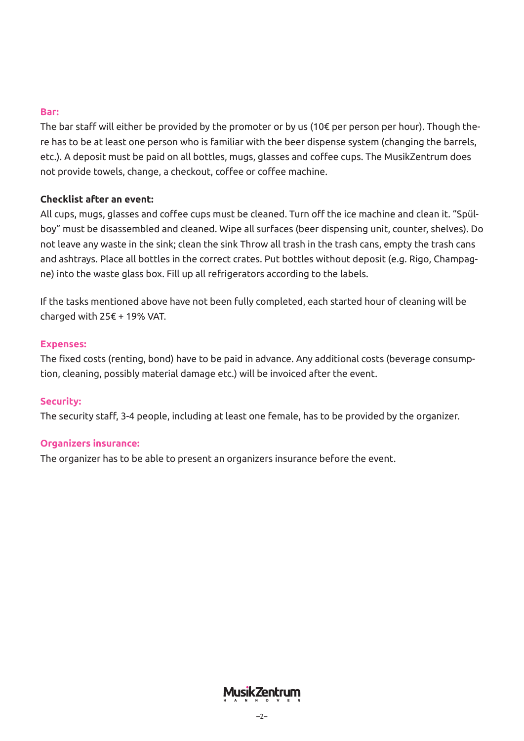**Bar:**

The bar staff will either be provided by the promoter or by us (10€ per person per hour). Though there has to be at least one person who is familiar with the beer dispense system (changing the barrels, etc.). A deposit must be paid on all bottles, mugs, glasses and coffee cups. The MusikZentrum does not provide towels, change, a checkout, coffee or coffee machine.

**Checklist after an event:**

All cups, mugs, glasses and coffee cups must be cleaned. Turn off the ice machine and clean it. "Spülboy" must be disassembled and cleaned. Wipe all surfaces (beer dispensing unit, counter, shelves). Do not leave any waste in the sink; clean the sink Throw all trash in the trash cans, empty the trash cans and ashtrays. Place all bottles in the correct crates. Put bottles without deposit (e.g. Rigo, Champagne) into the waste glass box. Fill up all refrigerators according to the labels.

If the tasks mentioned above have not been fully completed, each started hour of cleaning will be charged with 25€ + 19% VAT.

**Expenses:**

The fixed costs (renting, bond) have to be paid in advance. Any additional costs (beverage consumption, cleaning, possibly material damage etc.) will be invoiced after the event.

**Security:**

The security staff, 3-4 people, including at least one female, has to be provided by the organizer.

**Organizers insurance:**

The organizer has to be able to present an organizers insurance before the event.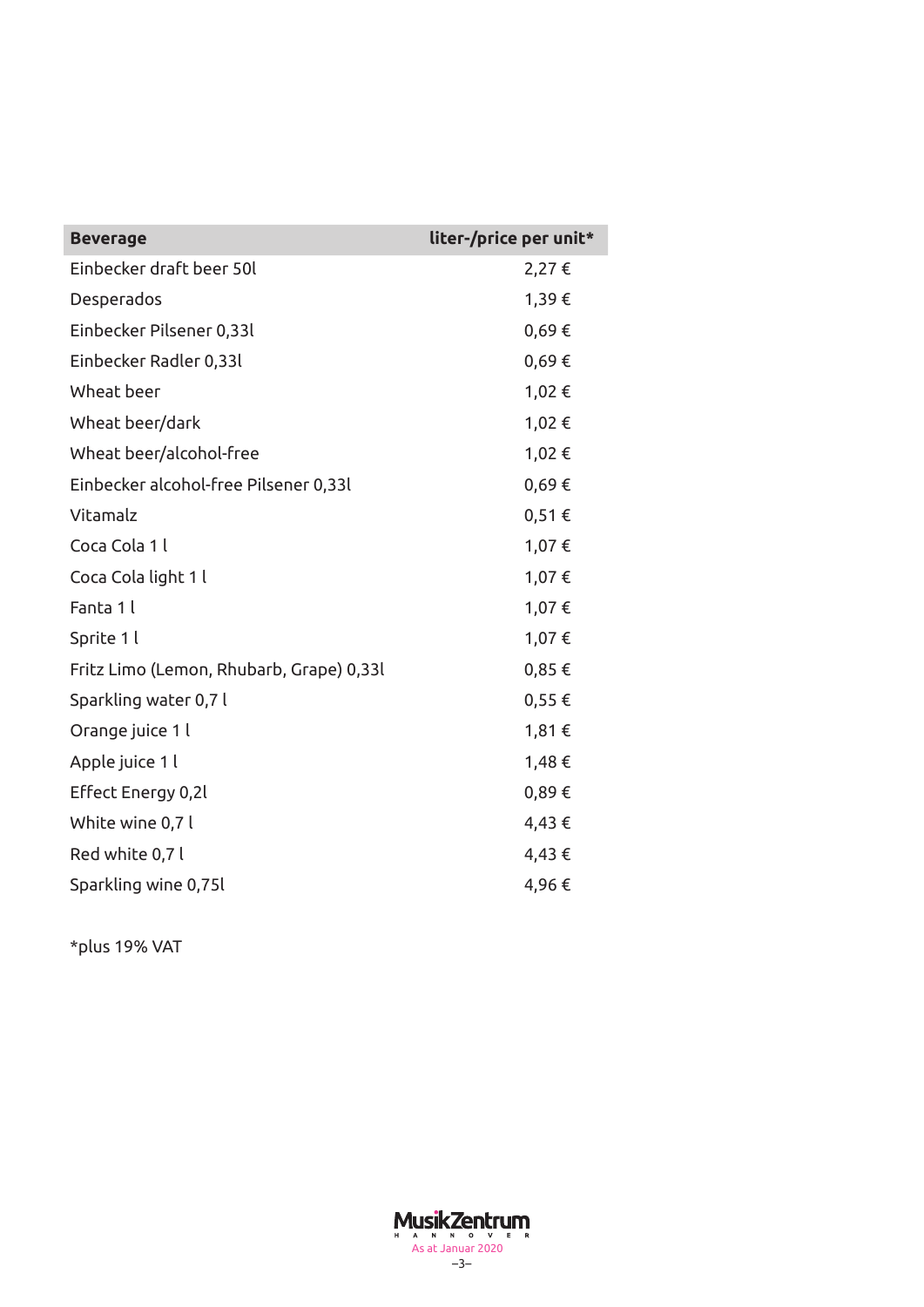| Beverage | liter-/price per unit* |
|---|---|
| Einbecker draft beer 50l | 2,27 € |
| Desperados | 1,39 € |
| Einbecker Pilsener 0,33l | 0,69 € |
| Einbecker Radler 0,33l | 0,69 € |
| Wheat beer | 1,02 € |
| Wheat beer/dark | 1,02 € |
| Wheat beer/alcohol-free | 1,02 € |
| Einbecker alcohol-free Pilsener 0,33l | 0,69 € |
| Vitamalz | 0,51 € |
| Coca Cola 1 l | 1,07 € |
| Coca Cola light 1 l | 1,07 € |
| Fanta 1 l | 1,07 € |
| Sprite 1 l | 1,07 € |
| Fritz Limo (Lemon, Rhubarb, Grape) 0,33l | 0,85 € |
| Sparkling water 0,7 l | 0,55 € |
| Orange juice 1 l | 1,81 € |
| Apple juice 1 l | 1,48 € |
| Effect Energy 0,2l | 0,89 € |
| White wine 0,7 l | 4,43 € |
| Red white 0,7 l | 4,43 € |
| Sparkling wine 0,75l | 4,96 € |

*plus 19% VAT

MusikZentrum HANNOVER

As at Januar 2020